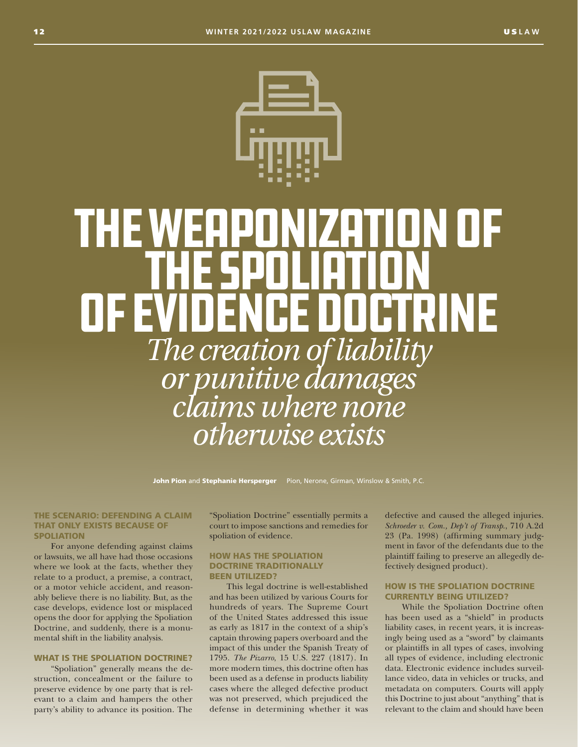# THE WEAPONIZATION OF THE SPOLIATION OF EVIDENCE DOCTRINE

*The creation of liability or punitive damages claims where none otherwise exists*

**John Pion** and **Stephanie Hersperger** Pion, Nerone, Girman, Winslow & Smith, P.C.

### THE SCENARIO: DEFENDING A CLAIM THAT ONLY EXISTS BECAUSE OF SPOLIATION

For anyone defending against claims or lawsuits, we all have had those occasions where we look at the facts, whether they relate to a product, a premise, a contract, or a motor vehicle accident, and reasonably believe there is no liability. But, as the case develops, evidence lost or misplaced opens the door for applying the Spoliation Doctrine, and suddenly, there is a monumental shift in the liability analysis.

### WHAT IS THE SPOLIATION DOCTRINE?

"Spoliation" generally means the destruction, concealment or the failure to preserve evidence by one party that is relevant to a claim and hampers the other party's ability to advance its position. The "Spoliation Doctrine" essentially permits a court to impose sanctions and remedies for spoliation of evidence.

### HOW HAS THE SPOLIATION DOCTRINE TRADITIONALLY BEEN UTILIZED?

This legal doctrine is well-established and has been utilized by various Courts for hundreds of years. The Supreme Court of the United States addressed this issue as early as 1817 in the context of a ship's captain throwing papers overboard and the impact of this under the Spanish Treaty of 1795. *The Pizarro*, 15 U.S. 227 (1817). In more modern times, this doctrine often has been used as a defense in products liability cases where the alleged defective product was not preserved, which prejudiced the defense in determining whether it was defective and caused the alleged injuries. *Schroeder v. Com., Dep't of Transp.*, 710 A.2d 23 (Pa. 1998) (affirming summary judgment in favor of the defendants due to the plaintiff failing to preserve an allegedly defectively designed product).

### HOW IS THE SPOLIATION DOCTRINE CURRENTLY BEING UTILIZED?

While the Spoliation Doctrine often has been used as a "shield" in products liability cases, in recent years, it is increasingly being used as a "sword" by claimants or plaintiffs in all types of cases, involving all types of evidence, including electronic data. Electronic evidence includes surveillance video, data in vehicles or trucks, and metadata on computers. Courts will apply this Doctrine to just about "anything" that is relevant to the claim and should have been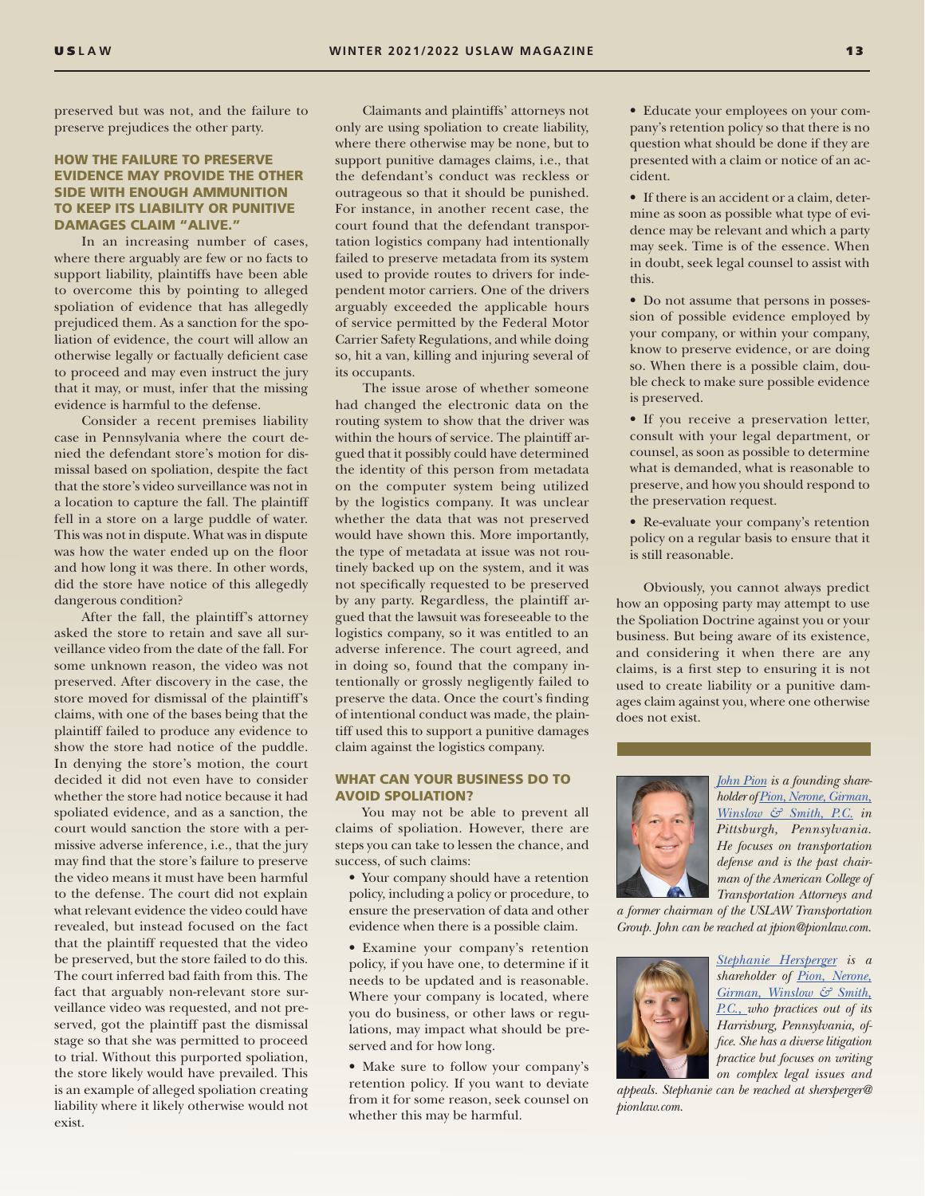preserved but was not, and the failure to preserve prejudices the other party.

## HOW THE FAILURE TO PRESERVE EVIDENCE MAY PROVIDE THE OTHER SIDE WITH ENOUGH AMMUNITION TO KEEP ITS LIABILITY OR PUNITIVE DAMAGES CLAIM "ALIVE."

In an increasing number of cases, where there arguably are few or no facts to support liability, plaintiffs have been able to overcome this by pointing to alleged spoliation of evidence that has allegedly prejudiced them. As a sanction for the spoliation of evidence, the court will allow an otherwise legally or factually deficient case to proceed and may even instruct the jury that it may, or must, infer that the missing evidence is harmful to the defense.

Consider a recent premises liability case in Pennsylvania where the court denied the defendant store's motion for dismissal based on spoliation, despite the fact that the store's video surveillance was not in a location to capture the fall. The plaintiff fell in a store on a large puddle of water. This was not in dispute. What was in dispute was how the water ended up on the floor and how long it was there. In other words, did the store have notice of this allegedly dangerous condition?

After the fall, the plaintiff's attorney asked the store to retain and save all surveillance video from the date of the fall. For some unknown reason, the video was not preserved. After discovery in the case, the store moved for dismissal of the plaintiff's claims, with one of the bases being that the plaintiff failed to produce any evidence to show the store had notice of the puddle. In denying the store's motion, the court decided it did not even have to consider whether the store had notice because it had spoliated evidence, and as a sanction, the court would sanction the store with a permissive adverse inference, i.e., that the jury may find that the store's failure to preserve the video means it must have been harmful to the defense. The court did not explain what relevant evidence the video could have revealed, but instead focused on the fact that the plaintiff requested that the video be preserved, but the store failed to do this. The court inferred bad faith from this. The fact that arguably non-relevant store surveillance video was requested, and not preserved, got the plaintiff past the dismissal stage so that she was permitted to proceed to trial. Without this purported spoliation, the store likely would have prevailed. This is an example of alleged spoliation creating liability where it likely otherwise would not exist.

Claimants and plaintiffs' attorneys not only are using spoliation to create liability, where there otherwise may be none, but to support punitive damages claims, i.e., that the defendant's conduct was reckless or outrageous so that it should be punished. For instance, in another recent case, the court found that the defendant transportation logistics company had intentionally failed to preserve metadata from its system used to provide routes to drivers for independent motor carriers. One of the drivers arguably exceeded the applicable hours of service permitted by the Federal Motor Carrier Safety Regulations, and while doing so, hit a van, killing and injuring several of its occupants.

The issue arose of whether someone had changed the electronic data on the routing system to show that the driver was within the hours of service. The plaintiff argued that it possibly could have determined the identity of this person from metadata on the computer system being utilized by the logistics company. It was unclear whether the data that was not preserved would have shown this. More importantly, the type of metadata at issue was not routinely backed up on the system, and it was not specifically requested to be preserved by any party. Regardless, the plaintiff argued that the lawsuit was foreseeable to the logistics company, so it was entitled to an adverse inference. The court agreed, and in doing so, found that the company intentionally or grossly negligently failed to preserve the data. Once the court's finding of intentional conduct was made, the plaintiff used this to support a punitive damages claim against the logistics company.

## WHAT CAN YOUR BUSINESS DO TO AVOID SPOLIATION?

You may not be able to prevent all claims of spoliation. However, there are steps you can take to lessen the chance, and success, of such claims:

- Your company should have a retention policy, including a policy or procedure, to ensure the preservation of data and other evidence when there is a possible claim.
- Examine your company's retention policy, if you have one, to determine if it needs to be updated and is reasonable. Where your company is located, where you do business, or other laws or regulations, may impact what should be preserved and for how long.
- Make sure to follow your company's retention policy. If you want to deviate from it for some reason, seek counsel on whether this may be harmful.
- Educate your employees on your company's retention policy so that there is no question what should be done if they are presented with a claim or notice of an accident.
- If there is an accident or a claim, determine as soon as possible what type of evidence may be relevant and which a party may seek. Time is of the essence. When in doubt, seek legal counsel to assist with this.
- Do not assume that persons in possession of possible evidence employed by your company, or within your company, know to preserve evidence, or are doing so. When there is a possible claim, double check to make sure possible evidence is preserved.
- If you receive a preservation letter, consult with your legal department, or counsel, as soon as possible to determine what is demanded, what is reasonable to preserve, and how you should respond to the preservation request.
- Re-evaluate your company's retention policy on a regular basis to ensure that it is still reasonable.

Obviously, you cannot always predict how an opposing party may attempt to use the Spoliation Doctrine against you or your business. But being aware of its existence, and considering it when there are any claims, is a first step to ensuring it is not used to create liability or a punitive damages claim against you, where one otherwise does not exist.

*John Pion is a founding shareholder of Pion, Nerone, Girman, Winslow & Smith, P.C. in Pittsburgh, Pennsylvania. He focuses on transportation defense and is the past chairman of the American College of Transportation Attorneys and a former chairman of the USLAW Transportation Group. John can be reached at jpion@pionlaw.com.*

*Stephanie Hersperger is a shareholder of Pion, Nerone, Girman, Winslow & Smith, P.C., who practices out of its Harrisburg, Pennsylvania, office. She has a diverse litigation practice but focuses on writing on complex legal issues and appeals. Stephanie can be reached at shersperger@pionlaw.com.*